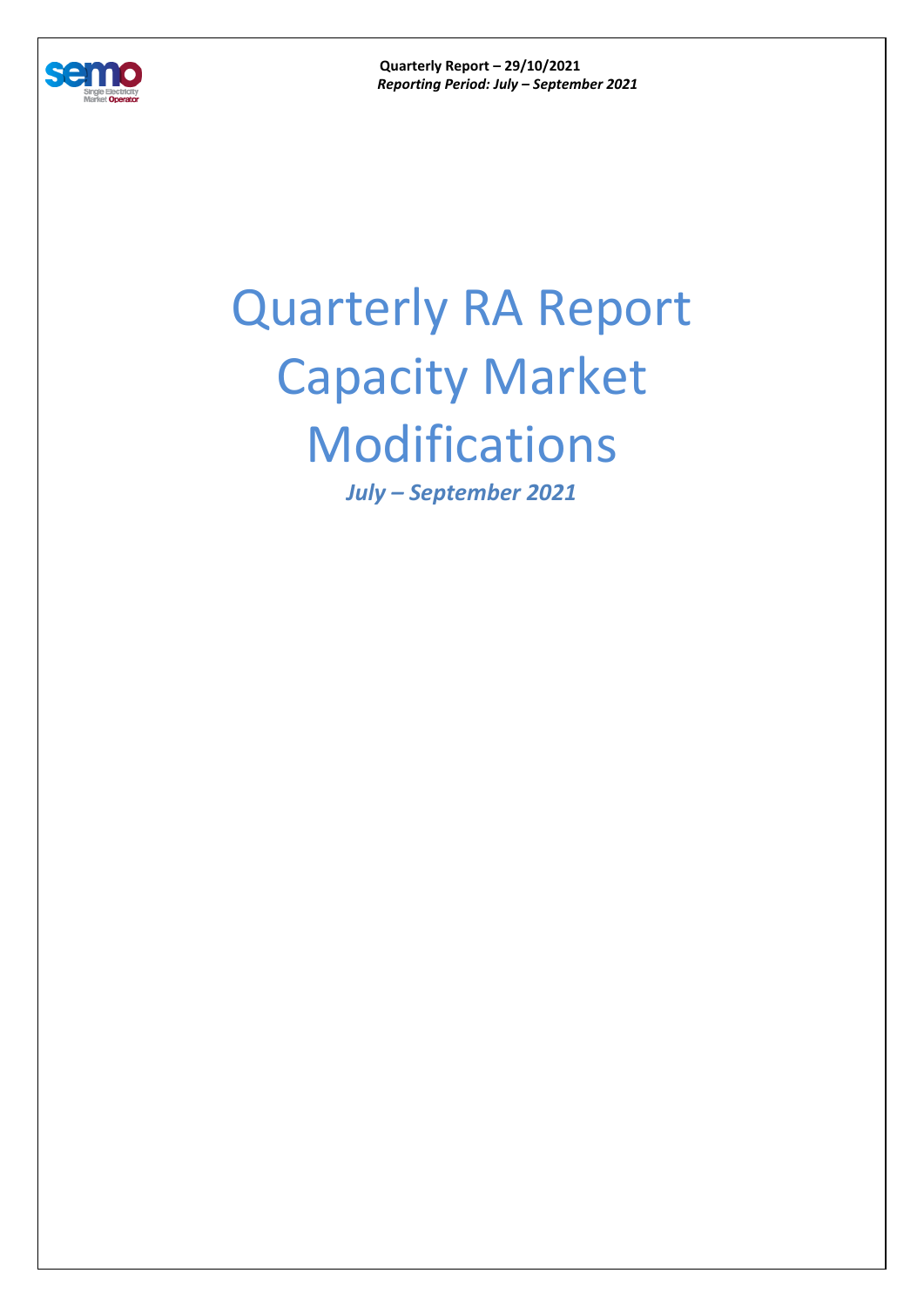**Quarterly Report – 29/10/2021**
***Reporting Period: July – September 2021***

# Quarterly RA Report Capacity Market Modifications

***July – September 2021***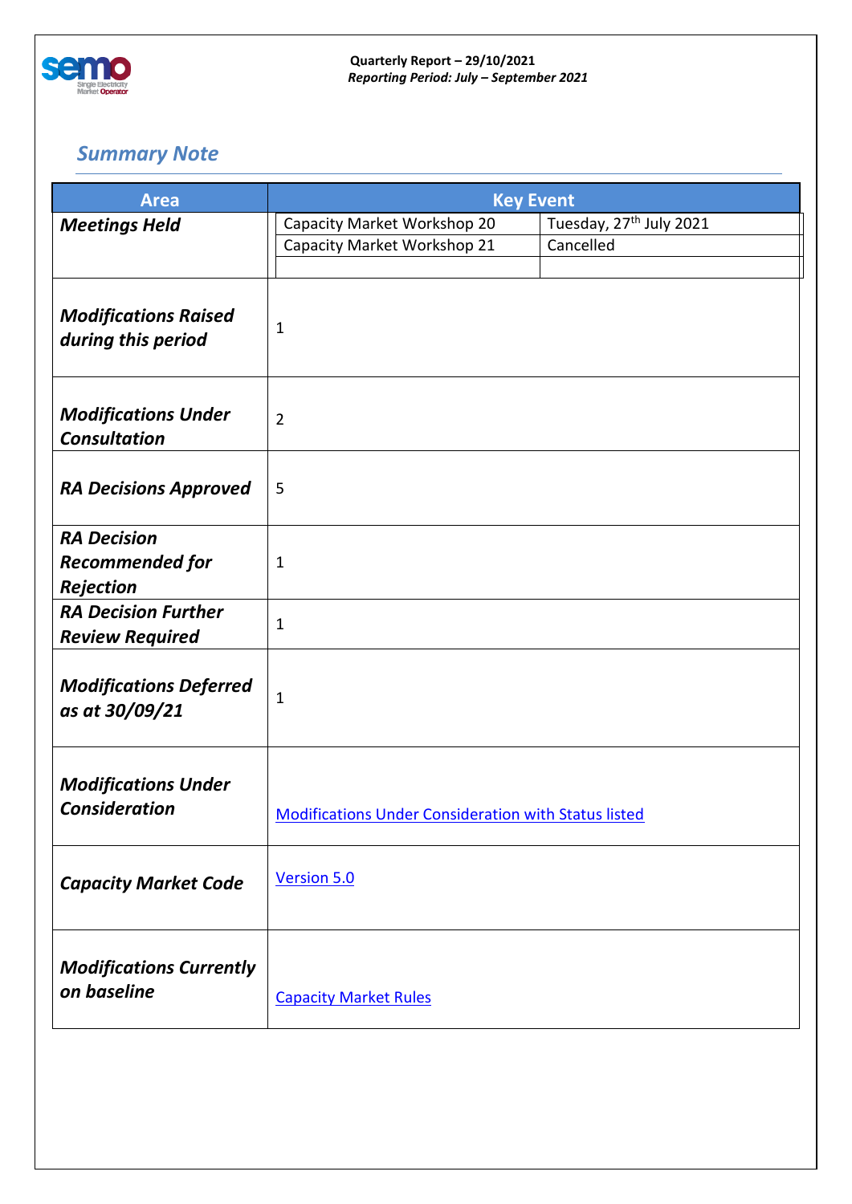Quarterly Report – 29/10/2021
*Reporting Period: July – September 2021*

## *Summary Note*

| Area | Key Event | |
|---|---|---|
| ***Meetings Held*** | Capacity Market Workshop 20 | Tuesday, 27th July 2021 |
| | Capacity Market Workshop 21 | Cancelled |
| ***Modifications Raised during this period*** | 1 | |
| ***Modifications Under Consultation*** | 2 | |
| ***RA Decisions Approved*** | 5 | |
| ***RA Decision Recommended for Rejection*** | 1 | |
| ***RA Decision Further Review Required*** | 1 | |
| ***Modifications Deferred as at 30/09/21*** | 1 | |
| ***Modifications Under Consideration*** | Modifications Under Consideration with Status listed | |
| ***Capacity Market Code*** | Version 5.0 | |
| ***Modifications Currently on baseline*** | Capacity Market Rules | |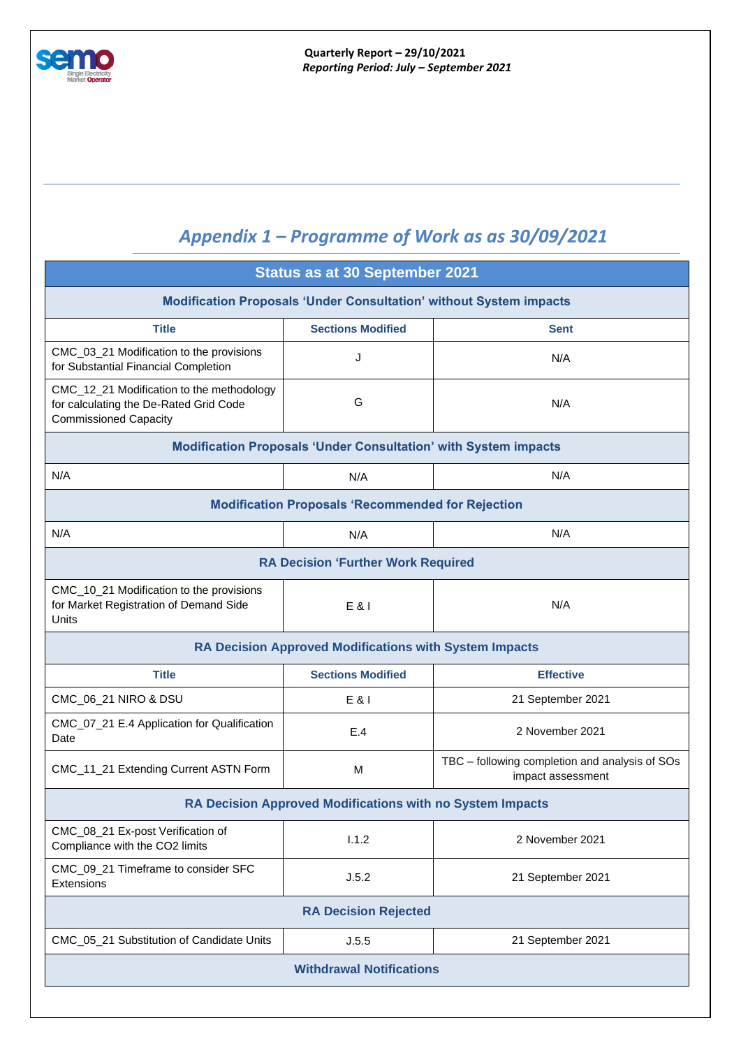## *Appendix 1 – Programme of Work as as 30/09/2021*

| Status as at 30 September 2021 | | |
|---|---|---|
| **Modification Proposals 'Under Consultation' without System impacts** | | |
| **Title** | **Sections Modified** | **Sent** |
| CMC_03_21 Modification to the provisions for Substantial Financial Completion | J | N/A |
| CMC_12_21 Modification to the methodology for calculating the De-Rated Grid Code Commissioned Capacity | G | N/A |
| **Modification Proposals 'Under Consultation' with System impacts** | | |
| N/A | N/A | N/A |
| **Modification Proposals 'Recommended for Rejection** | | |
| N/A | N/A | N/A |
| **RA Decision 'Further Work Required** | | |
| CMC_10_21 Modification to the provisions for Market Registration of Demand Side Units | E & I | N/A |
| **RA Decision Approved Modifications with System Impacts** | | |
| **Title** | **Sections Modified** | **Effective** |
| CMC_06_21 NIRO & DSU | E & I | 21 September 2021 |
| CMC_07_21 E.4 Application for Qualification Date | E.4 | 2 November 2021 |
| CMC_11_21 Extending Current ASTN Form | M | TBC – following completion and analysis of SOs impact assessment |
| **RA Decision Approved Modifications with no System Impacts** | | |
| CMC_08_21 Ex-post Verification of Compliance with the CO2 limits | I.1.2 | 2 November 2021 |
| CMC_09_21 Timeframe to consider SFC Extensions | J.5.2 | 21 September 2021 |
| **RA Decision Rejected** | | |
| CMC_05_21 Substitution of Candidate Units | J.5.5 | 21 September 2021 |
| **Withdrawal Notifications** | | |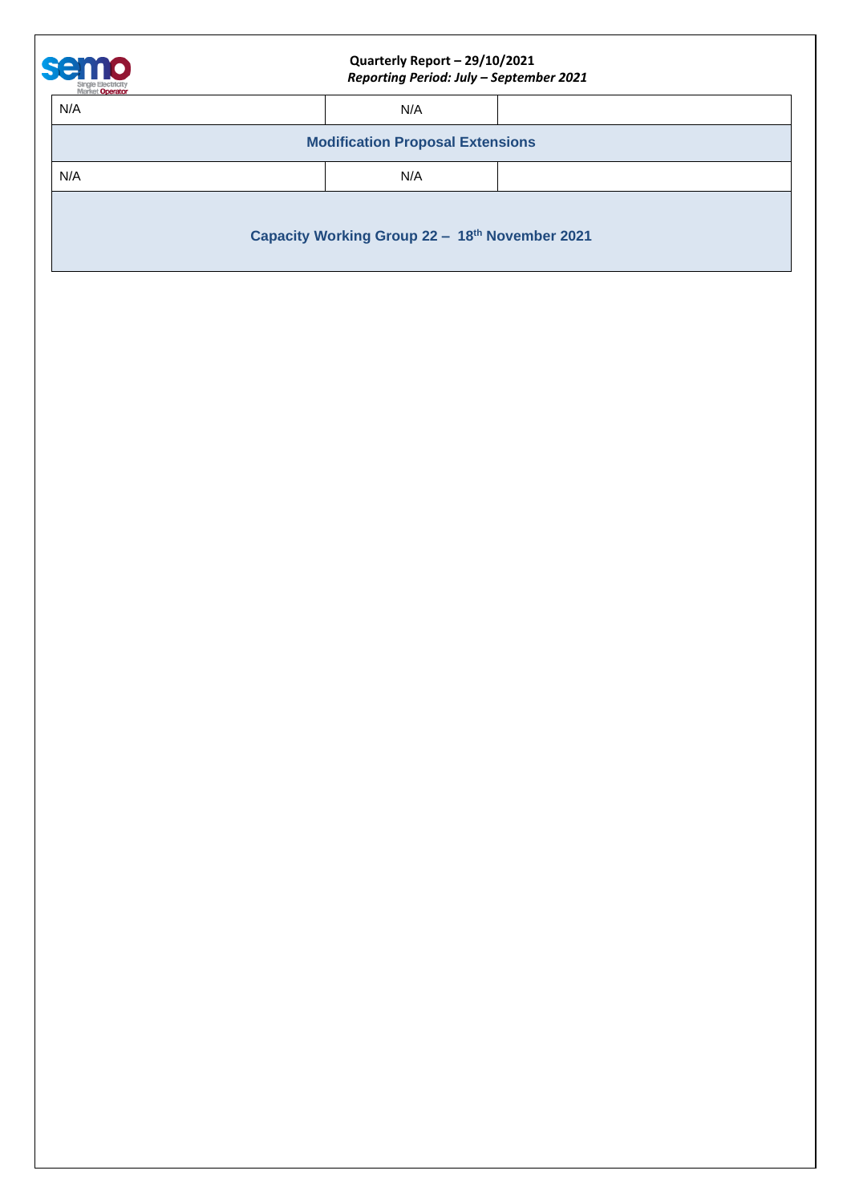| | | |
|---|---|---|
| N/A | N/A | |
| **Modification Proposal Extensions** | | |
| N/A | N/A | |
| **Capacity Working Group 22 – 18th November 2021** | | |